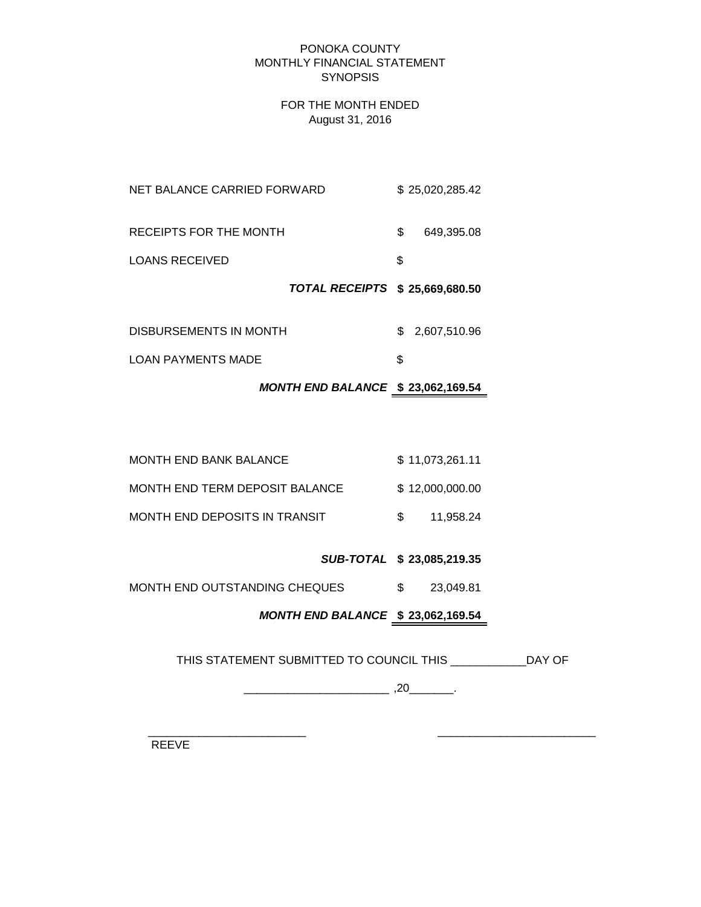# PONOKA COUNTY
## MONTHLY FINANCIAL STATEMENT
## SYNOPSIS

FOR THE MONTH ENDED
August 31, 2016

| | |
|---|---|
| NET BALANCE CARRIED FORWARD | $ 25,020,285.42 |
| RECEIPTS FOR THE MONTH | $ 649,395.08 |
| LOANS RECEIVED | $ |
| ***TOTAL RECEIPTS*** | **$ 25,669,680.50** |
| DISBURSEMENTS IN MONTH | $ 2,607,510.96 |
| LOAN PAYMENTS MADE | $ |
| ***MONTH END BALANCE*** | **$ 23,062,169.54** |

| | |
|---|---|
| MONTH END BANK BALANCE | $ 11,073,261.11 |
| MONTH END TERM DEPOSIT BALANCE | $ 12,000,000.00 |
| MONTH END DEPOSITS IN TRANSIT | $ 11,958.24 |
| ***SUB-TOTAL*** | **$ 23,085,219.35** |
| MONTH END OUTSTANDING CHEQUES | $ 23,049.81 |
| ***MONTH END BALANCE*** | **$ 23,062,169.54** |

THIS STATEMENT SUBMITTED TO COUNCIL THIS ____________DAY OF

_______________________ ,20_______.

_________________________ _________________________
REEVE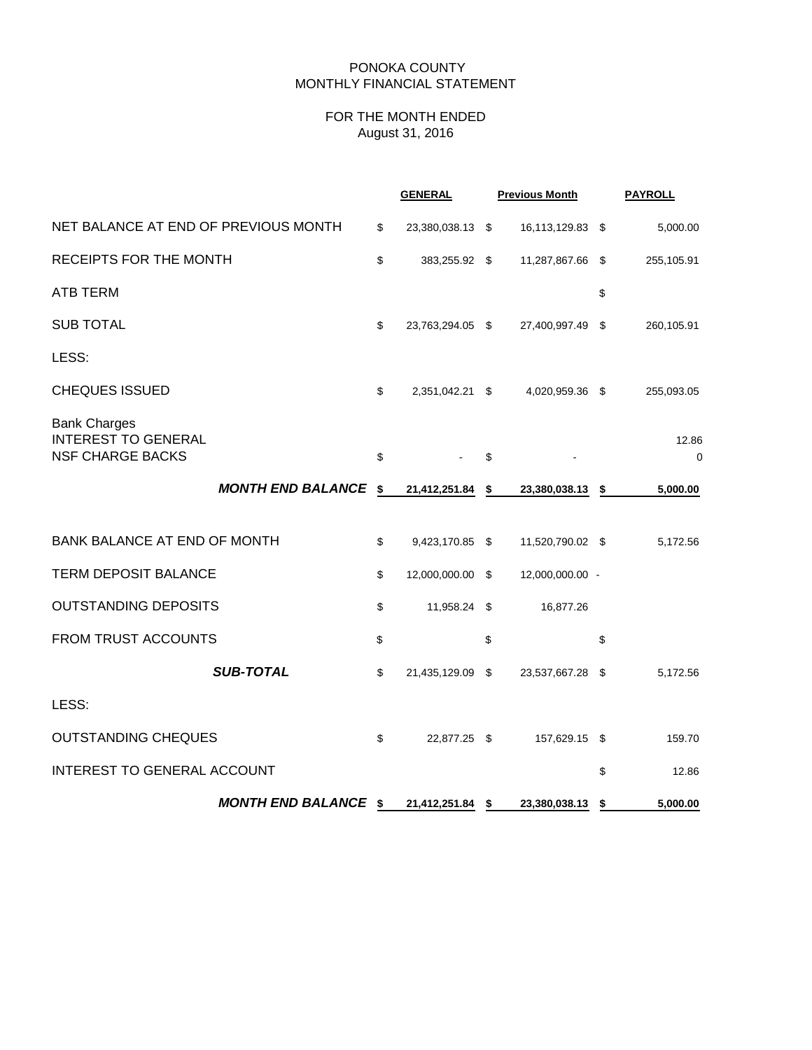PONOKA COUNTY
MONTHLY FINANCIAL STATEMENT

FOR THE MONTH ENDED
August 31, 2016

| | GENERAL | Previous Month | PAYROLL |
|---|---|---|---|
| NET BALANCE AT END OF PREVIOUS MONTH | $ 23,380,038.13 | $ 16,113,129.83 | $ 5,000.00 |
| RECEIPTS FOR THE MONTH | $ 383,255.92 | $ 11,287,867.66 | $ 255,105.91 |
| ATB TERM | | | $ |
| SUB TOTAL | $ 23,763,294.05 | $ 27,400,997.49 | $ 260,105.91 |
| LESS: | | | |
| CHEQUES ISSUED | $ 2,351,042.21 | $ 4,020,959.36 | $ 255,093.05 |
| Bank Charges<br>INTEREST TO GENERAL<br>NSF CHARGE BACKS | $ - | $ - | 12.86<br>0 |
| ***MONTH END BALANCE*** | **$ 21,412,251.84** | **$ 23,380,038.13** | **$ 5,000.00** |
| BANK BALANCE AT END OF MONTH | $ 9,423,170.85 | $ 11,520,790.02 | $ 5,172.56 |
| TERM DEPOSIT BALANCE | $ 12,000,000.00 | $ 12,000,000.00 | - |
| OUTSTANDING DEPOSITS | $ 11,958.24 | $ 16,877.26 | |
| FROM TRUST ACCOUNTS | $ | $ | $ |
| ***SUB-TOTAL*** | $ 21,435,129.09 | $ 23,537,667.28 | $ 5,172.56 |
| LESS: | | | |
| OUTSTANDING CHEQUES | $ 22,877.25 | $ 157,629.15 | $ 159.70 |
| INTEREST TO GENERAL ACCOUNT | | | $ 12.86 |
| ***MONTH END BALANCE*** | **$ 21,412,251.84** | **$ 23,380,038.13** | **$ 5,000.00** |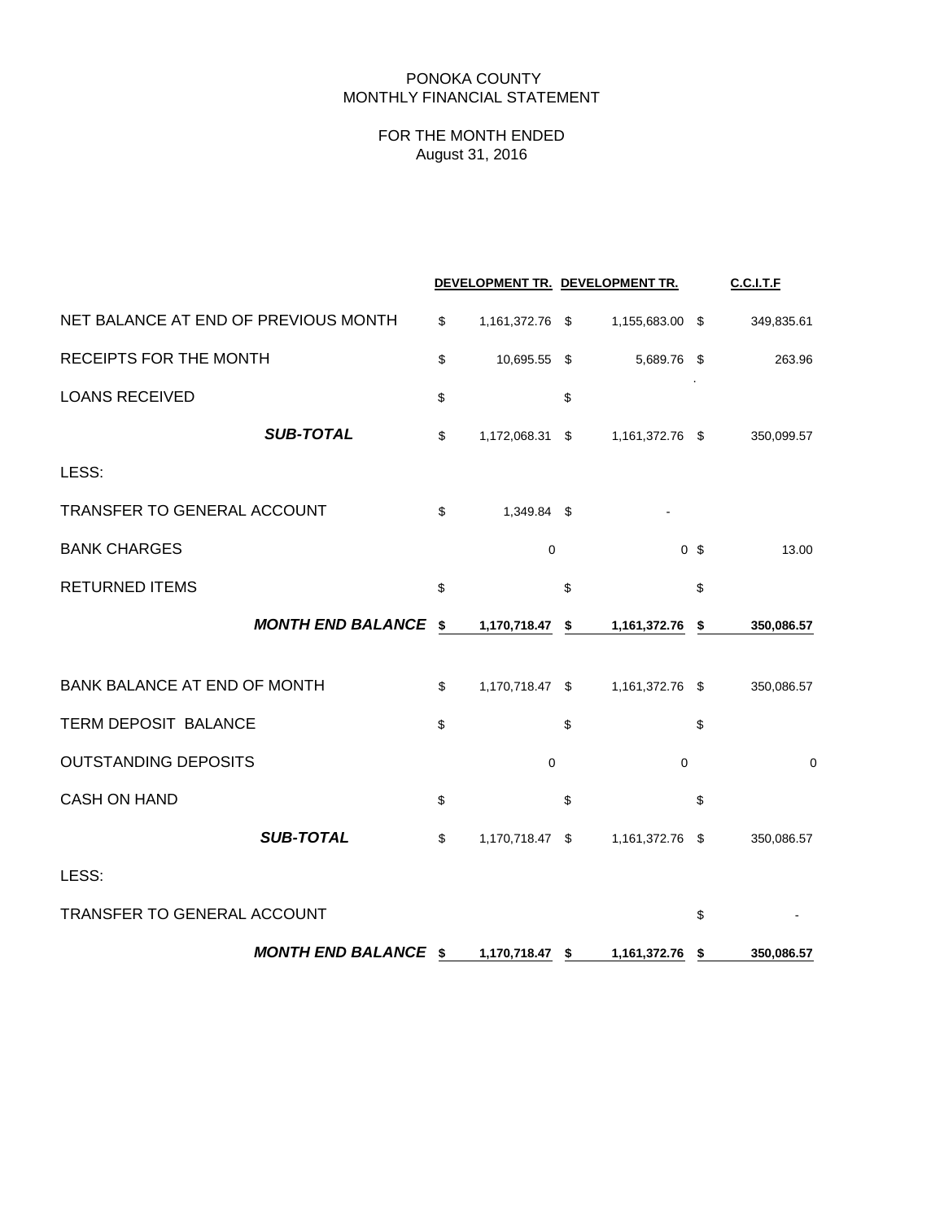PONOKA COUNTY
MONTHLY FINANCIAL STATEMENT

FOR THE MONTH ENDED
August 31, 2016

| | DEVELOPMENT TR. | DEVELOPMENT TR. | C.C.I.T.F |
|---|---|---|---|
| NET BALANCE AT END OF PREVIOUS MONTH | $ 1,161,372.76 | $ 1,155,683.00 | $ 349,835.61 |
| RECEIPTS FOR THE MONTH | $ 10,695.55 | $ 5,689.76 | $ 263.96 |
| LOANS RECEIVED | $ | $ | |
| ***SUB-TOTAL*** | $ 1,172,068.31 | $ 1,161,372.76 | $ 350,099.57 |
| LESS: | | | |
| TRANSFER TO GENERAL ACCOUNT | $ 1,349.84 | $ - | |
| BANK CHARGES | 0 | 0 | $ 13.00 |
| RETURNED ITEMS | $ | $ | $ |
| ***MONTH END BALANCE*** | **$ 1,170,718.47** | **$ 1,161,372.76** | **$ 350,086.57** |
| | | | |
| BANK BALANCE AT END OF MONTH | $ 1,170,718.47 | $ 1,161,372.76 | $ 350,086.57 |
| TERM DEPOSIT BALANCE | $ | $ | $ |
| OUTSTANDING DEPOSITS | 0 | 0 | 0 |
| CASH ON HAND | $ | $ | $ |
| ***SUB-TOTAL*** | $ 1,170,718.47 | $ 1,161,372.76 | $ 350,086.57 |
| LESS: | | | |
| TRANSFER TO GENERAL ACCOUNT | | | $ - |
| ***MONTH END BALANCE*** | **$ 1,170,718.47** | **$ 1,161,372.76** | **$ 350,086.57** |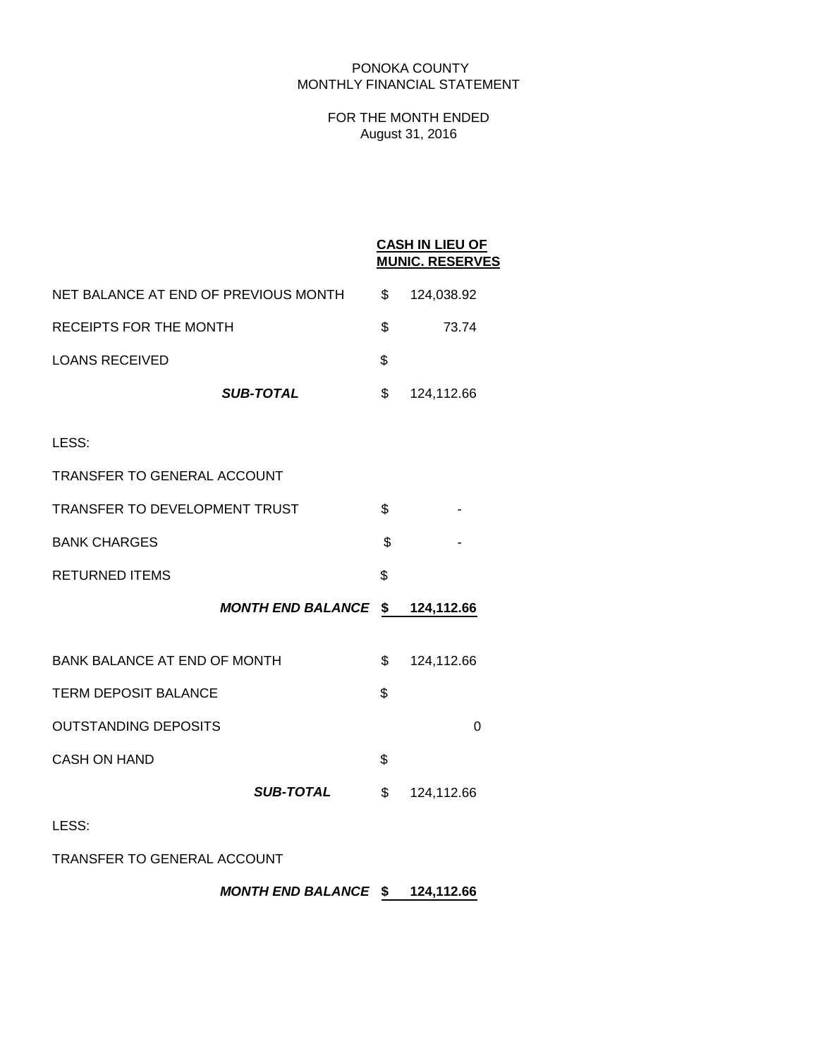PONOKA COUNTY
MONTHLY FINANCIAL STATEMENT

FOR THE MONTH ENDED
August 31, 2016

| | | **CASH IN LIEU OF MUNIC. RESERVES** |
|---|---|---|
| NET BALANCE AT END OF PREVIOUS MONTH | $ | 124,038.92 |
| RECEIPTS FOR THE MONTH | $ | 73.74 |
| LOANS RECEIVED | $ | |
| ***SUB-TOTAL*** | $ | 124,112.66 |
| LESS: | | |
| TRANSFER TO GENERAL ACCOUNT | | |
| TRANSFER TO DEVELOPMENT TRUST | $ | - |
| BANK CHARGES | $ | - |
| RETURNED ITEMS | $ | |
| ***MONTH END BALANCE*** | **$** | **124,112.66** |
| BANK BALANCE AT END OF MONTH | $ | 124,112.66 |
| TERM DEPOSIT BALANCE | $ | |
| OUTSTANDING DEPOSITS | | 0 |
| CASH ON HAND | $ | |
| ***SUB-TOTAL*** | $ | 124,112.66 |
| LESS: | | |
| TRANSFER TO GENERAL ACCOUNT | | |
| ***MONTH END BALANCE*** | **$** | **124,112.66** |